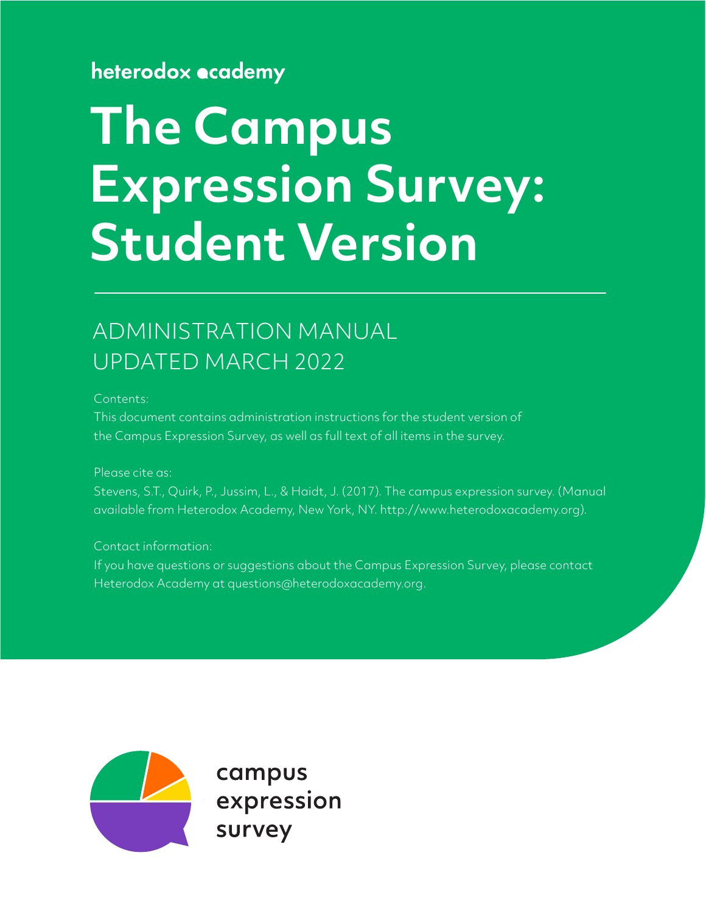heterodox academy

# The Campus Expression Survey: Student Version

## ADMINISTRATION MANUAL
## UPDATED MARCH 2022

Contents:

This document contains administration instructions for the student version of the Campus Expression Survey, as well as full text of all items in the survey.

Please cite as:

Stevens, S.T., Quirk, P., Jussim, L., & Haidt, J. (2017). The campus expression survey. (Manual available from Heterodox Academy, New York, NY. http://www.heterodoxacademy.org).

Contact information:

If you have questions or suggestions about the Campus Expression Survey, please contact Heterodox Academy at questions@heterodoxacademy.org.

campus expression survey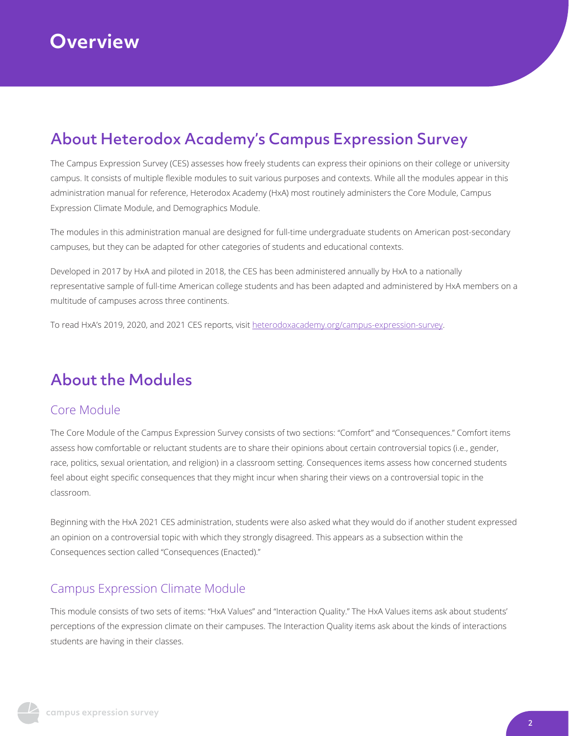# Overview

## About Heterodox Academy's Campus Expression Survey

The Campus Expression Survey (CES) assesses how freely students can express their opinions on their college or university campus. It consists of multiple flexible modules to suit various purposes and contexts. While all the modules appear in this administration manual for reference, Heterodox Academy (HxA) most routinely administers the Core Module, Campus Expression Climate Module, and Demographics Module.

The modules in this administration manual are designed for full-time undergraduate students on American post-secondary campuses, but they can be adapted for other categories of students and educational contexts.

Developed in 2017 by HxA and piloted in 2018, the CES has been administered annually by HxA to a nationally representative sample of full-time American college students and has been adapted and administered by HxA members on a multitude of campuses across three continents.

To read HxA's 2019, 2020, and 2021 CES reports, visit [heterodoxacademy.org/campus-expression-survey](heterodoxacademy.org/campus-expression-survey).

## About the Modules

### Core Module

The Core Module of the Campus Expression Survey consists of two sections: "Comfort" and "Consequences." Comfort items assess how comfortable or reluctant students are to share their opinions about certain controversial topics (i.e., gender, race, politics, sexual orientation, and religion) in a classroom setting. Consequences items assess how concerned students feel about eight specific consequences that they might incur when sharing their views on a controversial topic in the classroom.

Beginning with the HxA 2021 CES administration, students were also asked what they would do if another student expressed an opinion on a controversial topic with which they strongly disagreed. This appears as a subsection within the Consequences section called "Consequences (Enacted)."

### Campus Expression Climate Module

This module consists of two sets of items: "HxA Values" and "Interaction Quality." The HxA Values items ask about students' perceptions of the expression climate on their campuses. The Interaction Quality items ask about the kinds of interactions students are having in their classes.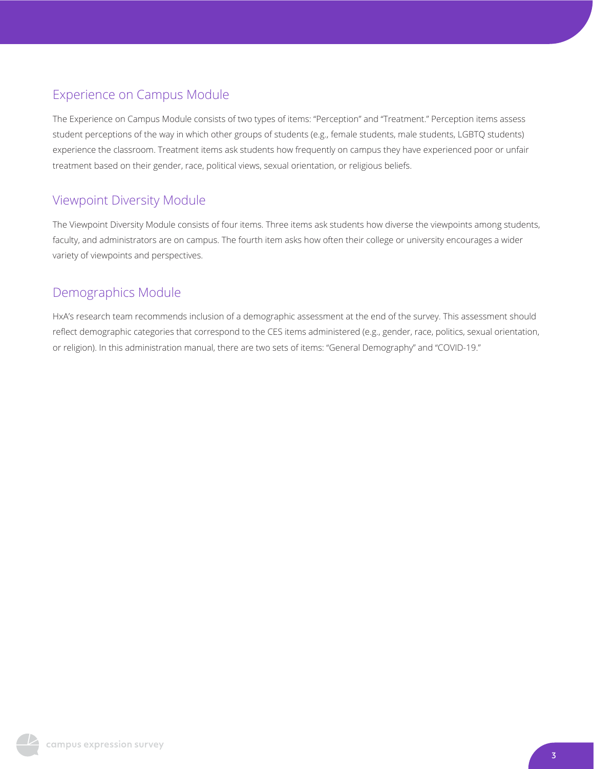## Experience on Campus Module

The Experience on Campus Module consists of two types of items: "Perception" and "Treatment." Perception items assess student perceptions of the way in which other groups of students (e.g., female students, male students, LGBTQ students) experience the classroom. Treatment items ask students how frequently on campus they have experienced poor or unfair treatment based on their gender, race, political views, sexual orientation, or religious beliefs.

## Viewpoint Diversity Module

The Viewpoint Diversity Module consists of four items. Three items ask students how diverse the viewpoints among students, faculty, and administrators are on campus. The fourth item asks how often their college or university encourages a wider variety of viewpoints and perspectives.

## Demographics Module

HxA's research team recommends inclusion of a demographic assessment at the end of the survey. This assessment should reflect demographic categories that correspond to the CES items administered (e.g., gender, race, politics, sexual orientation, or religion). In this administration manual, there are two sets of items: "General Demography" and "COVID-19."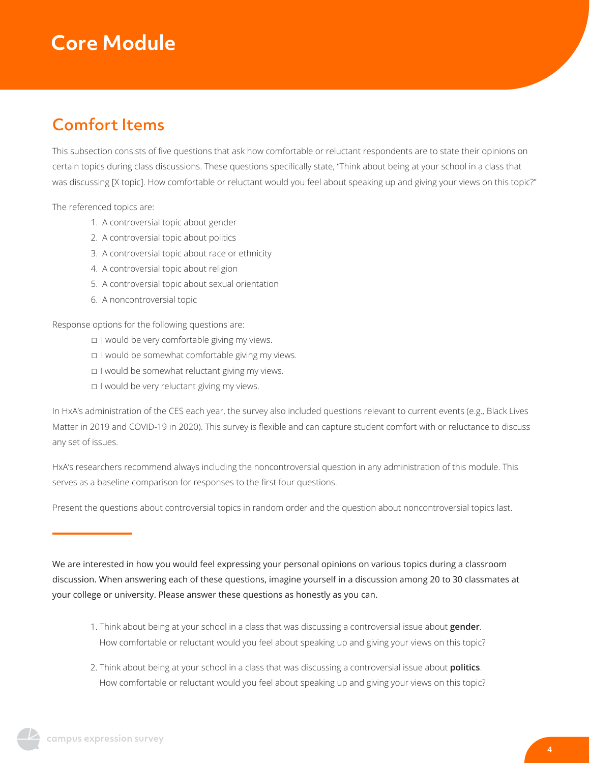# Core Module

## Comfort Items

This subsection consists of five questions that ask how comfortable or reluctant respondents are to state their opinions on certain topics during class discussions. These questions specifically state, "Think about being at your school in a class that was discussing [X topic]. How comfortable or reluctant would you feel about speaking up and giving your views on this topic?"

The referenced topics are:

1. A controversial topic about gender
2. A controversial topic about politics
3. A controversial topic about race or ethnicity
4. A controversial topic about religion
5. A controversial topic about sexual orientation
6. A noncontroversial topic

Response options for the following questions are:

- ◻ I would be very comfortable giving my views.
- ◻ I would be somewhat comfortable giving my views.
- ◻ I would be somewhat reluctant giving my views.
- ◻ I would be very reluctant giving my views.

In HxA's administration of the CES each year, the survey also included questions relevant to current events (e.g., Black Lives Matter in 2019 and COVID-19 in 2020). This survey is flexible and can capture student comfort with or reluctance to discuss any set of issues.

HxA's researchers recommend always including the noncontroversial question in any administration of this module. This serves as a baseline comparison for responses to the first four questions.

Present the questions about controversial topics in random order and the question about noncontroversial topics last.

---

We are interested in how you would feel expressing your personal opinions on various topics during a classroom discussion. When answering each of these questions, imagine yourself in a discussion among 20 to 30 classmates at your college or university. Please answer these questions as honestly as you can.

1. Think about being at your school in a class that was discussing a controversial issue about **gender**. How comfortable or reluctant would you feel about speaking up and giving your views on this topic?
2. Think about being at your school in a class that was discussing a controversial issue about **politics**. How comfortable or reluctant would you feel about speaking up and giving your views on this topic?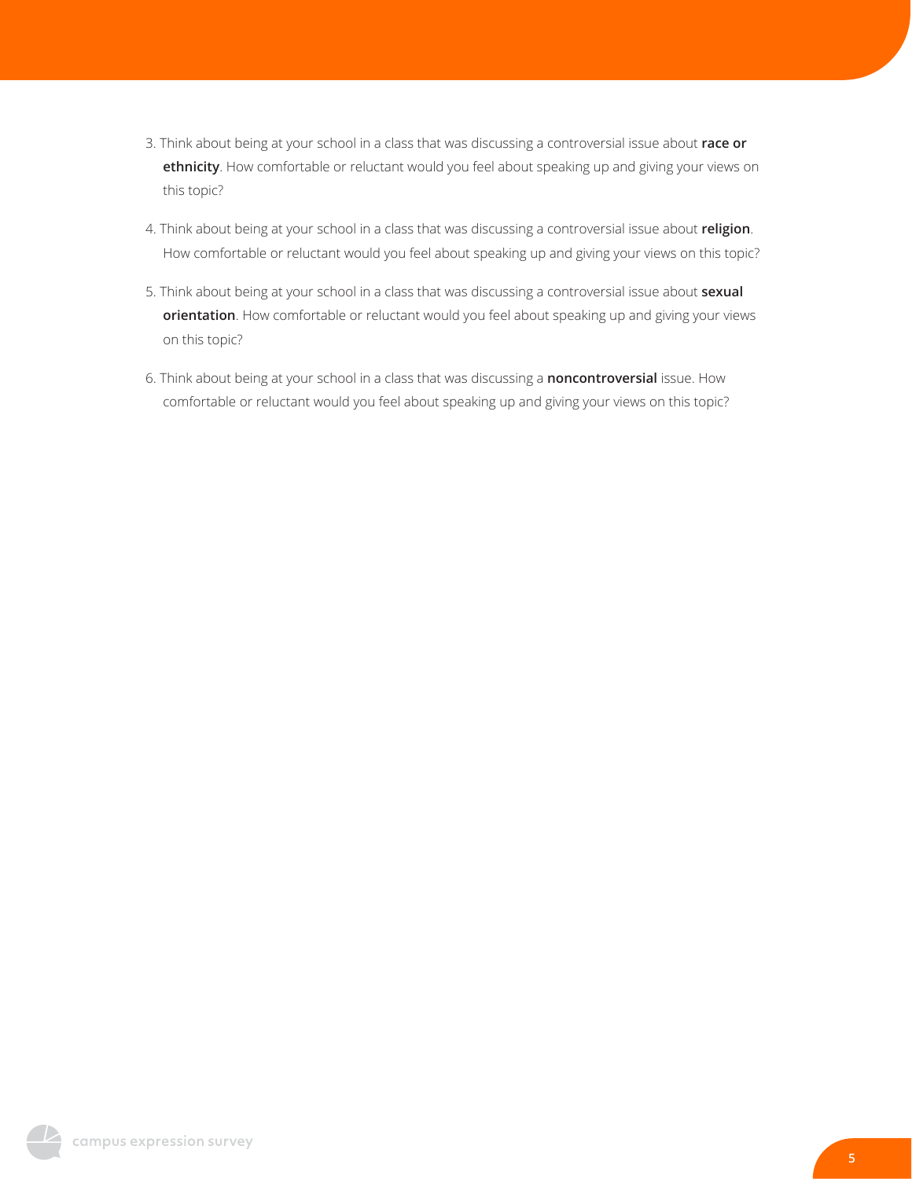3. Think about being at your school in a class that was discussing a controversial issue about **race or ethnicity**. How comfortable or reluctant would you feel about speaking up and giving your views on this topic?

4. Think about being at your school in a class that was discussing a controversial issue about **religion**. How comfortable or reluctant would you feel about speaking up and giving your views on this topic?

5. Think about being at your school in a class that was discussing a controversial issue about **sexual orientation**. How comfortable or reluctant would you feel about speaking up and giving your views on this topic?

6. Think about being at your school in a class that was discussing a **noncontroversial** issue. How comfortable or reluctant would you feel about speaking up and giving your views on this topic?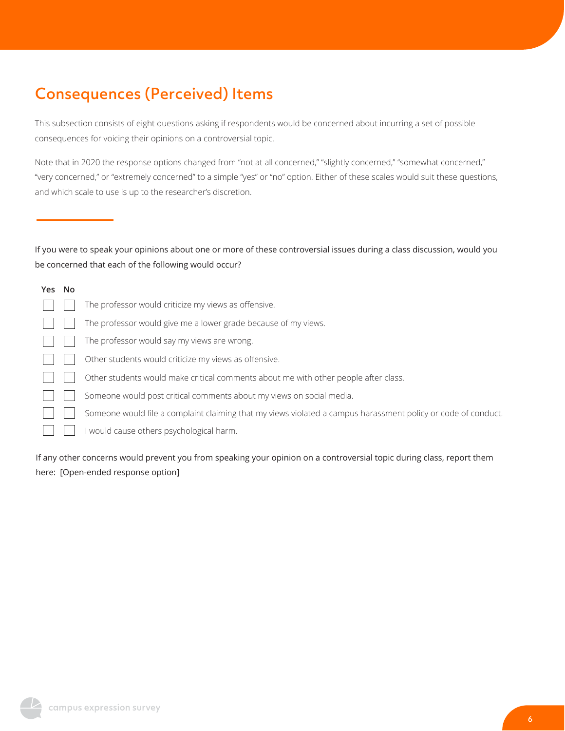## Consequences (Perceived) Items

This subsection consists of eight questions asking if respondents would be concerned about incurring a set of possible consequences for voicing their opinions on a controversial topic.

Note that in 2020 the response options changed from "not at all concerned," "slightly concerned," "somewhat concerned," "very concerned," or "extremely concerned" to a simple "yes" or "no" option. Either of these scales would suit these questions, and which scale to use is up to the researcher's discretion.

---

If you were to speak your opinions about one or more of these controversial issues during a class discussion, would you be concerned that each of the following would occur?

| Yes | No | |
|---|---|---|
| ☐ | ☐ | The professor would criticize my views as offensive. |
| ☐ | ☐ | The professor would give me a lower grade because of my views. |
| ☐ | ☐ | The professor would say my views are wrong. |
| ☐ | ☐ | Other students would criticize my views as offensive. |
| ☐ | ☐ | Other students would make critical comments about me with other people after class. |
| ☐ | ☐ | Someone would post critical comments about my views on social media. |
| ☐ | ☐ | Someone would file a complaint claiming that my views violated a campus harassment policy or code of conduct. |
| ☐ | ☐ | I would cause others psychological harm. |

If any other concerns would prevent you from speaking your opinion on a controversial topic during class, report them here: [Open-ended response option]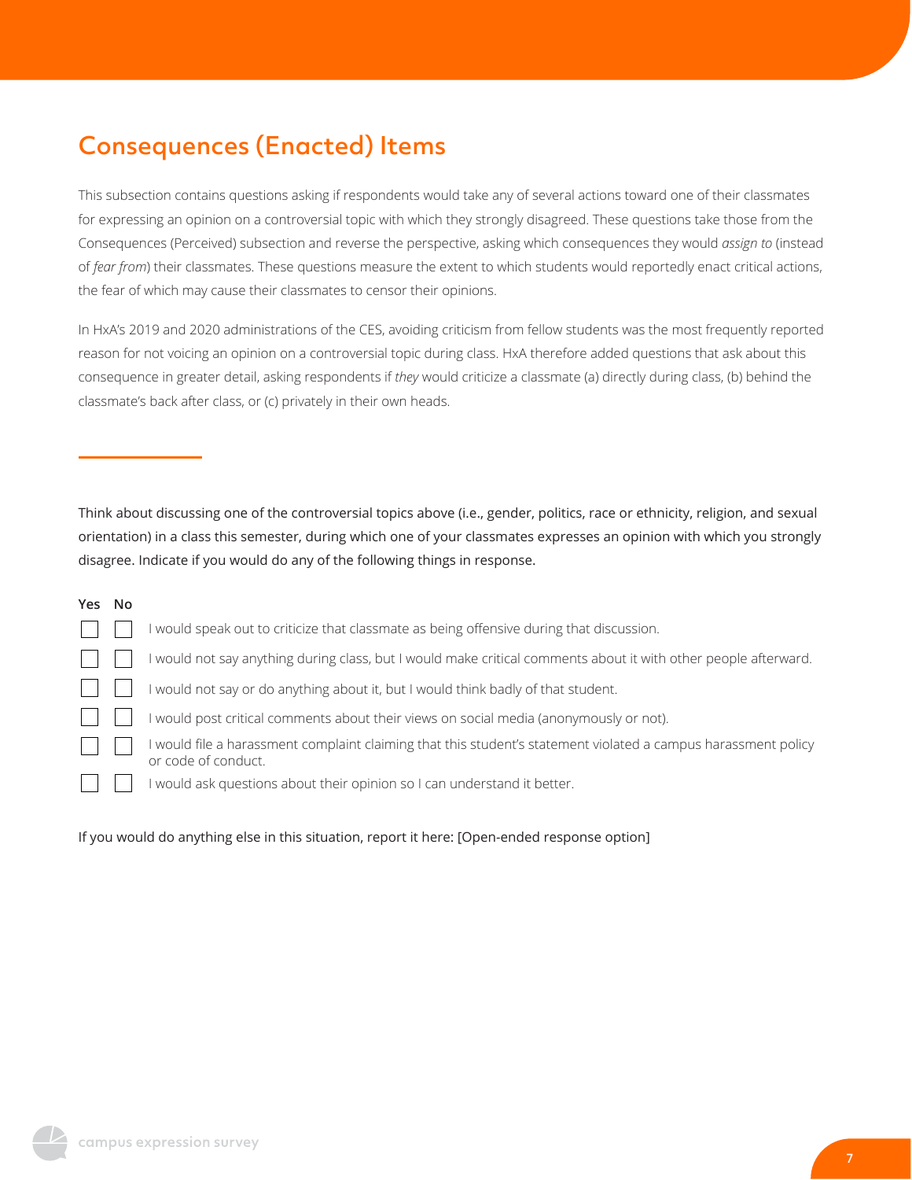## Consequences (Enacted) Items

This subsection contains questions asking if respondents would take any of several actions toward one of their classmates for expressing an opinion on a controversial topic with which they strongly disagreed. These questions take those from the Consequences (Perceived) subsection and reverse the perspective, asking which consequences they would *assign to* (instead of *fear from*) their classmates. These questions measure the extent to which students would reportedly enact critical actions, the fear of which may cause their classmates to censor their opinions.

In HxA's 2019 and 2020 administrations of the CES, avoiding criticism from fellow students was the most frequently reported reason for not voicing an opinion on a controversial topic during class. HxA therefore added questions that ask about this consequence in greater detail, asking respondents if *they* would criticize a classmate (a) directly during class, (b) behind the classmate's back after class, or (c) privately in their own heads.

---

Think about discussing one of the controversial topics above (i.e., gender, politics, race or ethnicity, religion, and sexual orientation) in a class this semester, during which one of your classmates expresses an opinion with which you strongly disagree. Indicate if you would do any of the following things in response.

| Yes | No | |
|---|---|---|
| ☐ | ☐ | I would speak out to criticize that classmate as being offensive during that discussion. |
| ☐ | ☐ | I would not say anything during class, but I would make critical comments about it with other people afterward. |
| ☐ | ☐ | I would not say or do anything about it, but I would think badly of that student. |
| ☐ | ☐ | I would post critical comments about their views on social media (anonymously or not). |
| ☐ | ☐ | I would file a harassment complaint claiming that this student's statement violated a campus harassment policy or code of conduct. |
| ☐ | ☐ | I would ask questions about their opinion so I can understand it better. |

If you would do anything else in this situation, report it here: [Open-ended response option]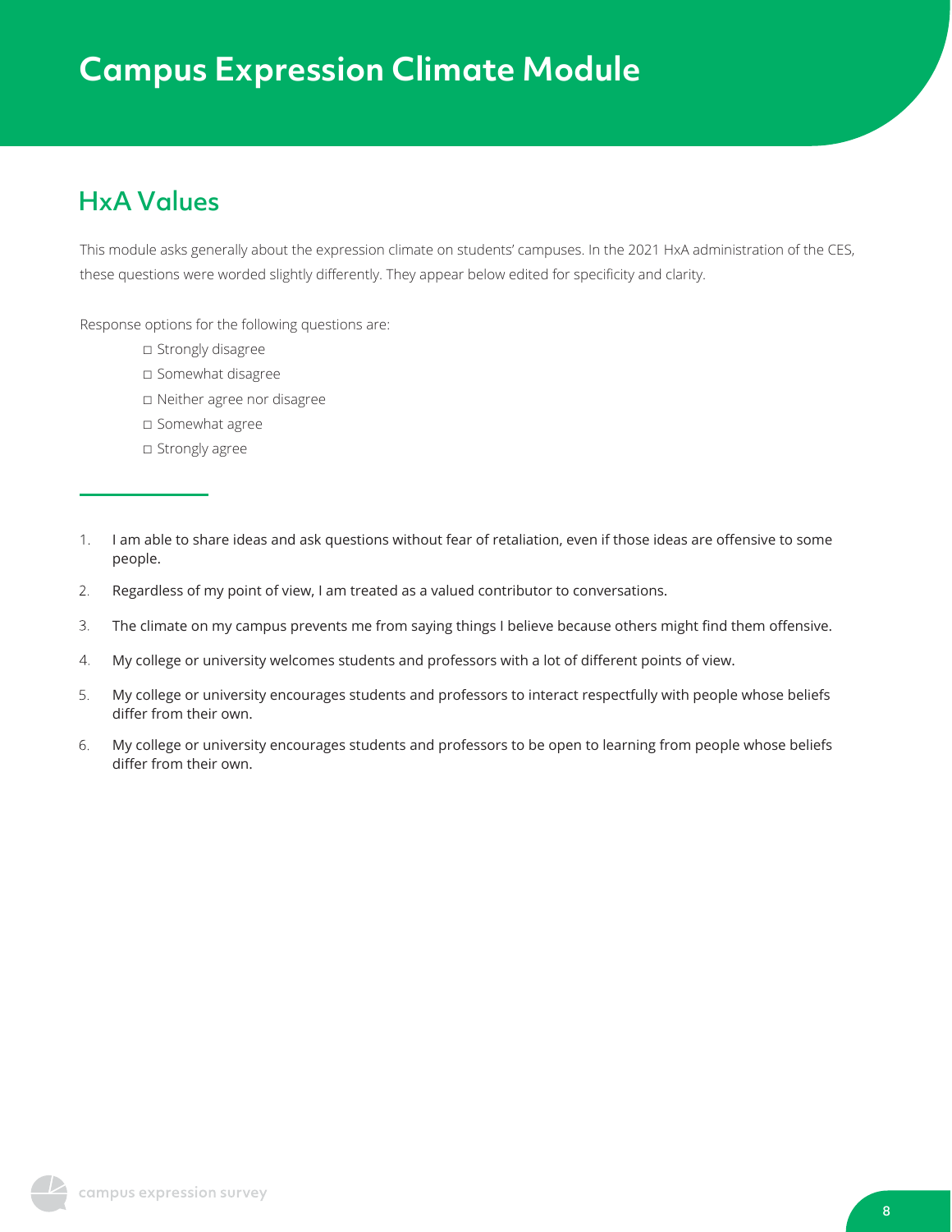# Campus Expression Climate Module

## HxA Values

This module asks generally about the expression climate on students' campuses. In the 2021 HxA administration of the CES, these questions were worded slightly differently. They appear below edited for specificity and clarity.

Response options for the following questions are:

- ◻ Strongly disagree
- ◻ Somewhat disagree
- ◻ Neither agree nor disagree
- ◻ Somewhat agree
- ◻ Strongly agree

---

1. I am able to share ideas and ask questions without fear of retaliation, even if those ideas are offensive to some people.
2. Regardless of my point of view, I am treated as a valued contributor to conversations.
3. The climate on my campus prevents me from saying things I believe because others might find them offensive.
4. My college or university welcomes students and professors with a lot of different points of view.
5. My college or university encourages students and professors to interact respectfully with people whose beliefs differ from their own.
6. My college or university encourages students and professors to be open to learning from people whose beliefs differ from their own.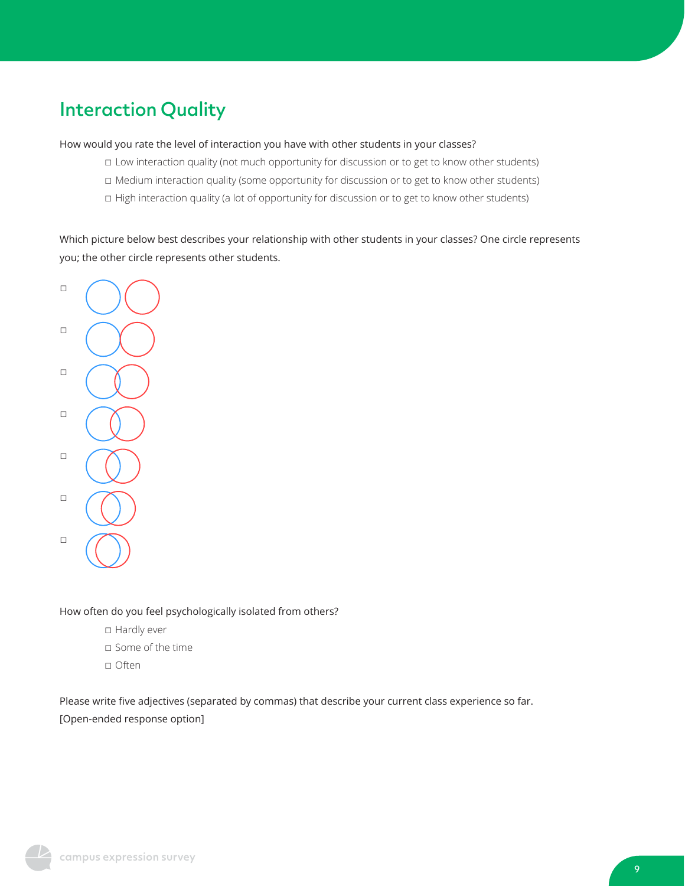## Interaction Quality

How would you rate the level of interaction you have with other students in your classes?

- ◻ Low interaction quality (not much opportunity for discussion or to get to know other students)
- ◻ Medium interaction quality (some opportunity for discussion or to get to know other students)
- ◻ High interaction quality (a lot of opportunity for discussion or to get to know other students)

Which picture below best describes your relationship with other students in your classes? One circle represents you; the other circle represents other students.

- ◻
- ◻
- ◻
- ◻
- ◻
- ◻
- ◻

How often do you feel psychologically isolated from others?

- ◻ Hardly ever
- ◻ Some of the time
- ◻ Often

Please write five adjectives (separated by commas) that describe your current class experience so far.
[Open-ended response option]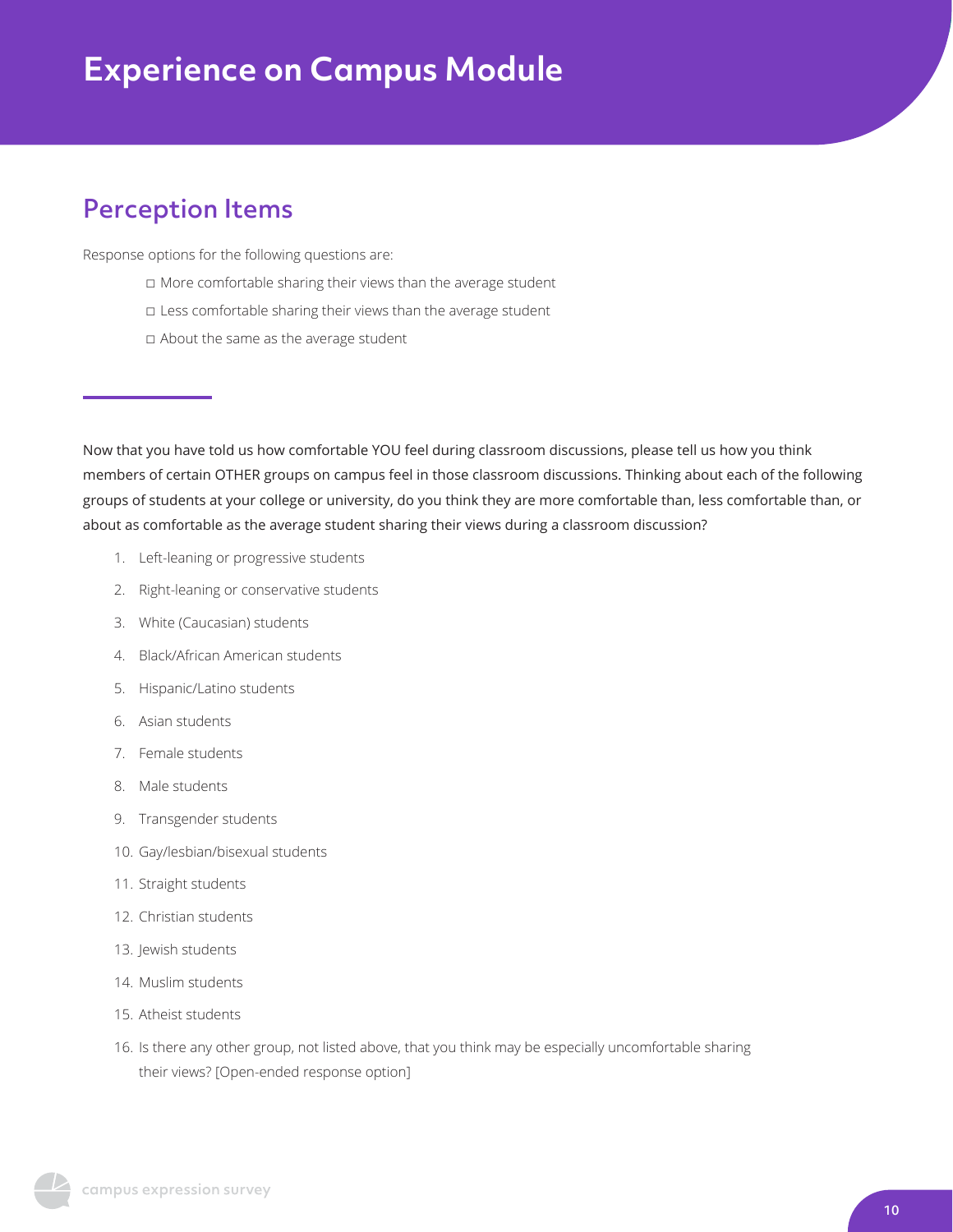# Experience on Campus Module

## Perception Items

Response options for the following questions are:

- ◻ More comfortable sharing their views than the average student
- ◻ Less comfortable sharing their views than the average student
- ◻ About the same as the average student

---

Now that you have told us how comfortable YOU feel during classroom discussions, please tell us how you think members of certain OTHER groups on campus feel in those classroom discussions. Thinking about each of the following groups of students at your college or university, do you think they are more comfortable than, less comfortable than, or about as comfortable as the average student sharing their views during a classroom discussion?

1. Left-leaning or progressive students
2. Right-leaning or conservative students
3. White (Caucasian) students
4. Black/African American students
5. Hispanic/Latino students
6. Asian students
7. Female students
8. Male students
9. Transgender students
10. Gay/lesbian/bisexual students
11. Straight students
12. Christian students
13. Jewish students
14. Muslim students
15. Atheist students
16. Is there any other group, not listed above, that you think may be especially uncomfortable sharing their views? [Open-ended response option]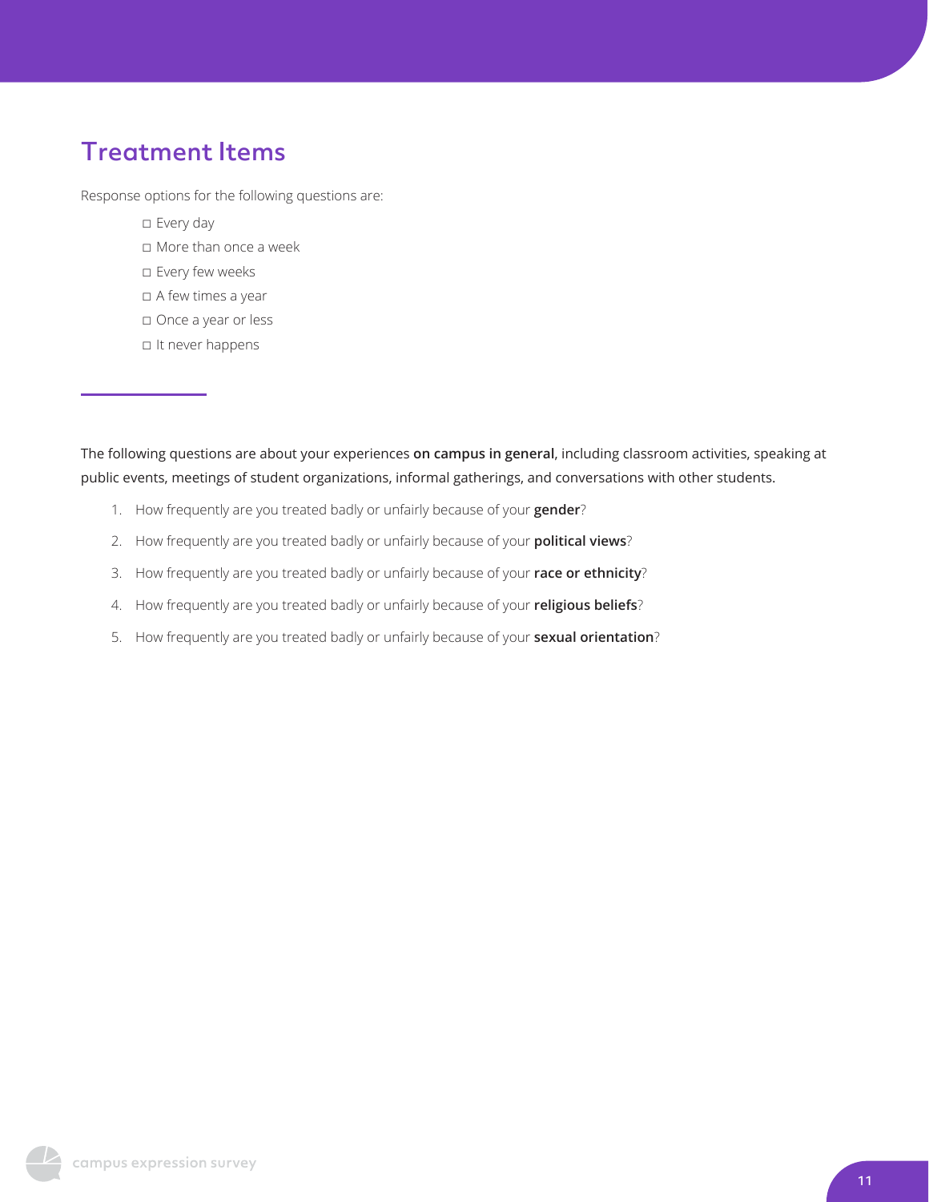## Treatment Items

Response options for the following questions are:

- ◻ Every day
- ◻ More than once a week
- ◻ Every few weeks
- ◻ A few times a year
- ◻ Once a year or less
- ◻ It never happens

---

The following questions are about your experiences **on campus in general**, including classroom activities, speaking at public events, meetings of student organizations, informal gatherings, and conversations with other students.

1. How frequently are you treated badly or unfairly because of your **gender**?
2. How frequently are you treated badly or unfairly because of your **political views**?
3. How frequently are you treated badly or unfairly because of your **race or ethnicity**?
4. How frequently are you treated badly or unfairly because of your **religious beliefs**?
5. How frequently are you treated badly or unfairly because of your **sexual orientation**?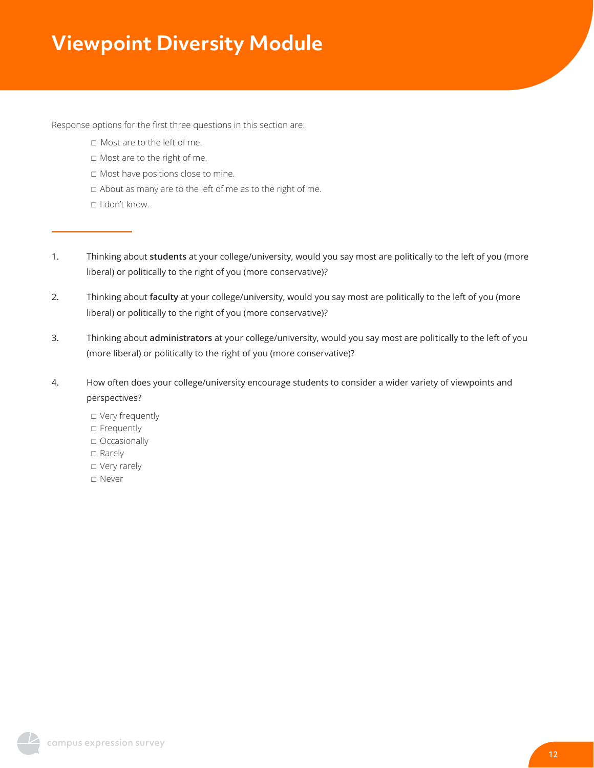# Viewpoint Diversity Module

Response options for the first three questions in this section are:

- ◻ Most are to the left of me.
- ◻ Most are to the right of me.
- ◻ Most have positions close to mine.
- ◻ About as many are to the left of me as to the right of me.
- ◻ I don't know.

1. Thinking about **students** at your college/university, would you say most are politically to the left of you (more liberal) or politically to the right of you (more conservative)?

2. Thinking about **faculty** at your college/university, would you say most are politically to the left of you (more liberal) or politically to the right of you (more conservative)?

3. Thinking about **administrators** at your college/university, would you say most are politically to the left of you (more liberal) or politically to the right of you (more conservative)?

4. How often does your college/university encourage students to consider a wider variety of viewpoints and perspectives?

   - ◻ Very frequently
   - ◻ Frequently
   - ◻ Occasionally
   - ◻ Rarely
   - ◻ Very rarely
   - ◻ Never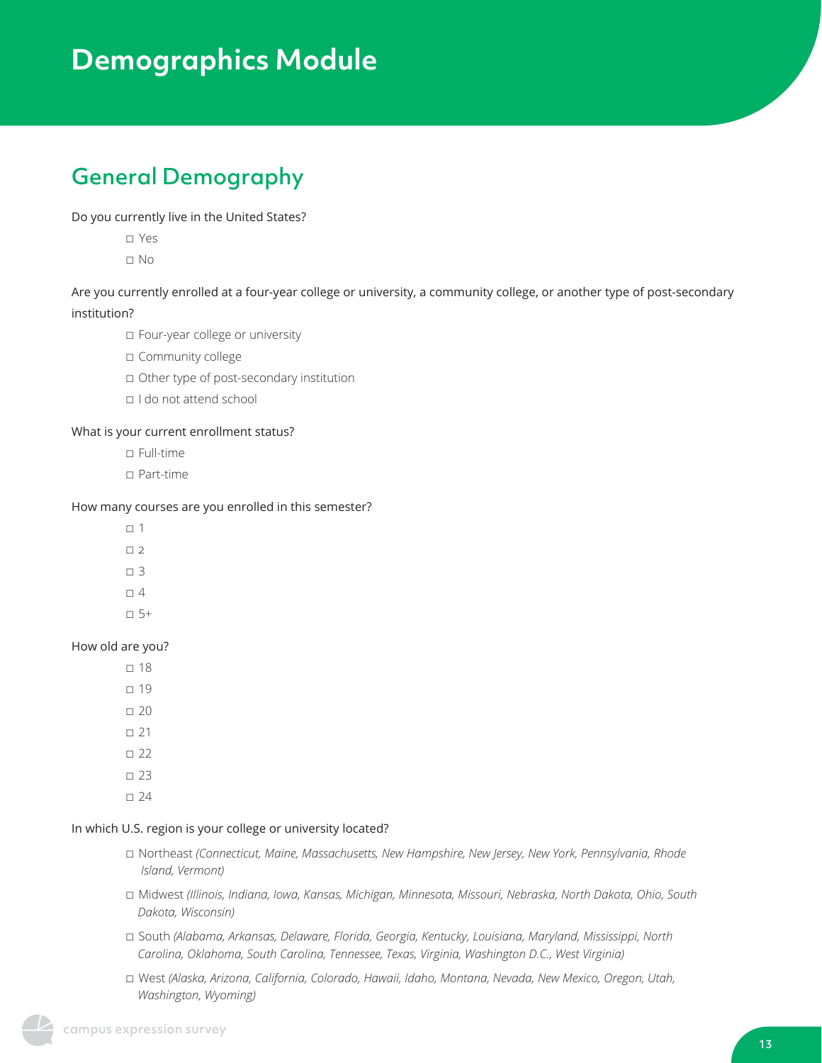# Demographics Module

## General Demography

Do you currently live in the United States?

- ◻ Yes
- ◻ No

Are you currently enrolled at a four-year college or university, a community college, or another type of post-secondary institution?

- ◻ Four-year college or university
- ◻ Community college
- ◻ Other type of post-secondary institution
- ◻ I do not attend school

What is your current enrollment status?

- ◻ Full-time
- ◻ Part-time

How many courses are you enrolled in this semester?

- ◻ 1
- ◻ 2
- ◻ 3
- ◻ 4
- ◻ 5+

How old are you?

- ◻ 18
- ◻ 19
- ◻ 20
- ◻ 21
- ◻ 22
- ◻ 23
- ◻ 24

In which U.S. region is your college or university located?

- ◻ Northeast *(Connecticut, Maine, Massachusetts, New Hampshire, New Jersey, New York, Pennsylvania, Rhode Island, Vermont)*
- ◻ Midwest *(Illinois, Indiana, Iowa, Kansas, Michigan, Minnesota, Missouri, Nebraska, North Dakota, Ohio, South Dakota, Wisconsin)*
- ◻ South *(Alabama, Arkansas, Delaware, Florida, Georgia, Kentucky, Louisiana, Maryland, Mississippi, North Carolina, Oklahoma, South Carolina, Tennessee, Texas, Virginia, Washington D.C., West Virginia)*
- ◻ West *(Alaska, Arizona, California, Colorado, Hawaii, Idaho, Montana, Nevada, New Mexico, Oregon, Utah, Washington, Wyoming)*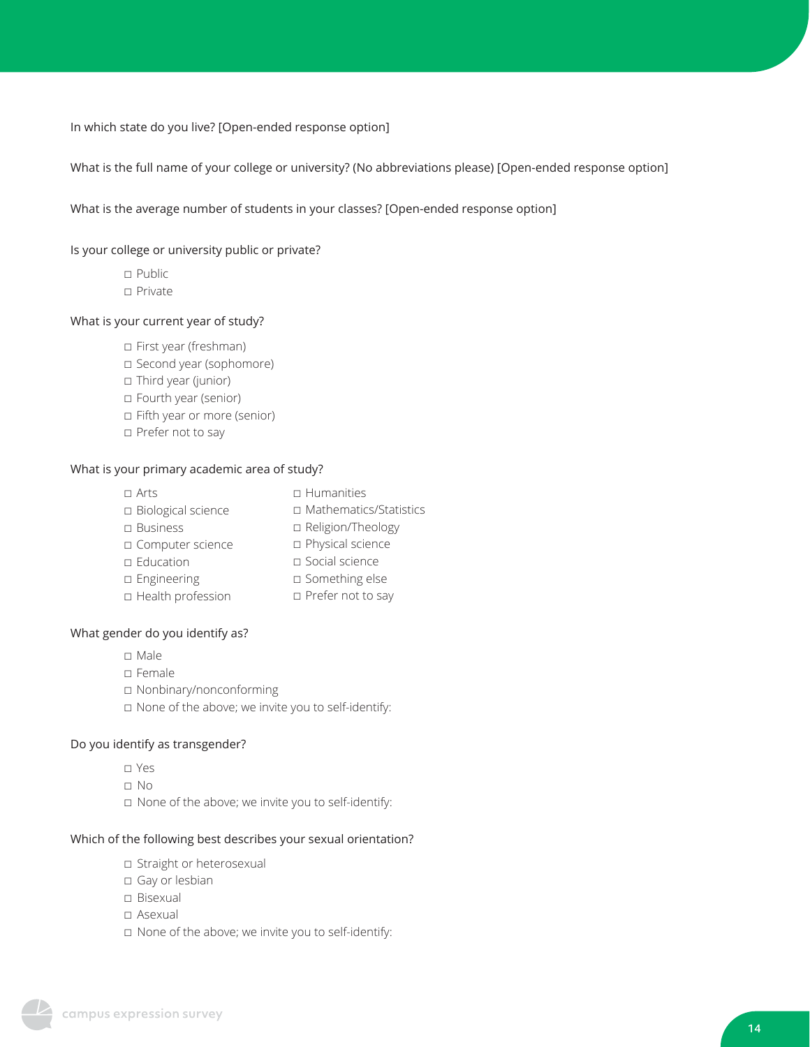In which state do you live? [Open-ended response option]

What is the full name of your college or university? (No abbreviations please) [Open-ended response option]

What is the average number of students in your classes? [Open-ended response option]

Is your college or university public or private?

- ◻ Public
- ◻ Private

What is your current year of study?

- ◻ First year (freshman)
- ◻ Second year (sophomore)
- ◻ Third year (junior)
- ◻ Fourth year (senior)
- ◻ Fifth year or more (senior)
- ◻ Prefer not to say

What is your primary academic area of study?

- ◻ Arts
- ◻ Biological science
- ◻ Business
- ◻ Computer science
- ◻ Education
- ◻ Engineering
- ◻ Health profession
- ◻ Humanities
- ◻ Mathematics/Statistics
- ◻ Religion/Theology
- ◻ Physical science
- ◻ Social science
- ◻ Something else
- ◻ Prefer not to say

What gender do you identify as?

- ◻ Male
- ◻ Female
- ◻ Nonbinary/nonconforming
- ◻ None of the above; we invite you to self-identify:

Do you identify as transgender?

- ◻ Yes
- ◻ No
- ◻ None of the above; we invite you to self-identify:

Which of the following best describes your sexual orientation?

- ◻ Straight or heterosexual
- ◻ Gay or lesbian
- ◻ Bisexual
- ◻ Asexual
- ◻ None of the above; we invite you to self-identify: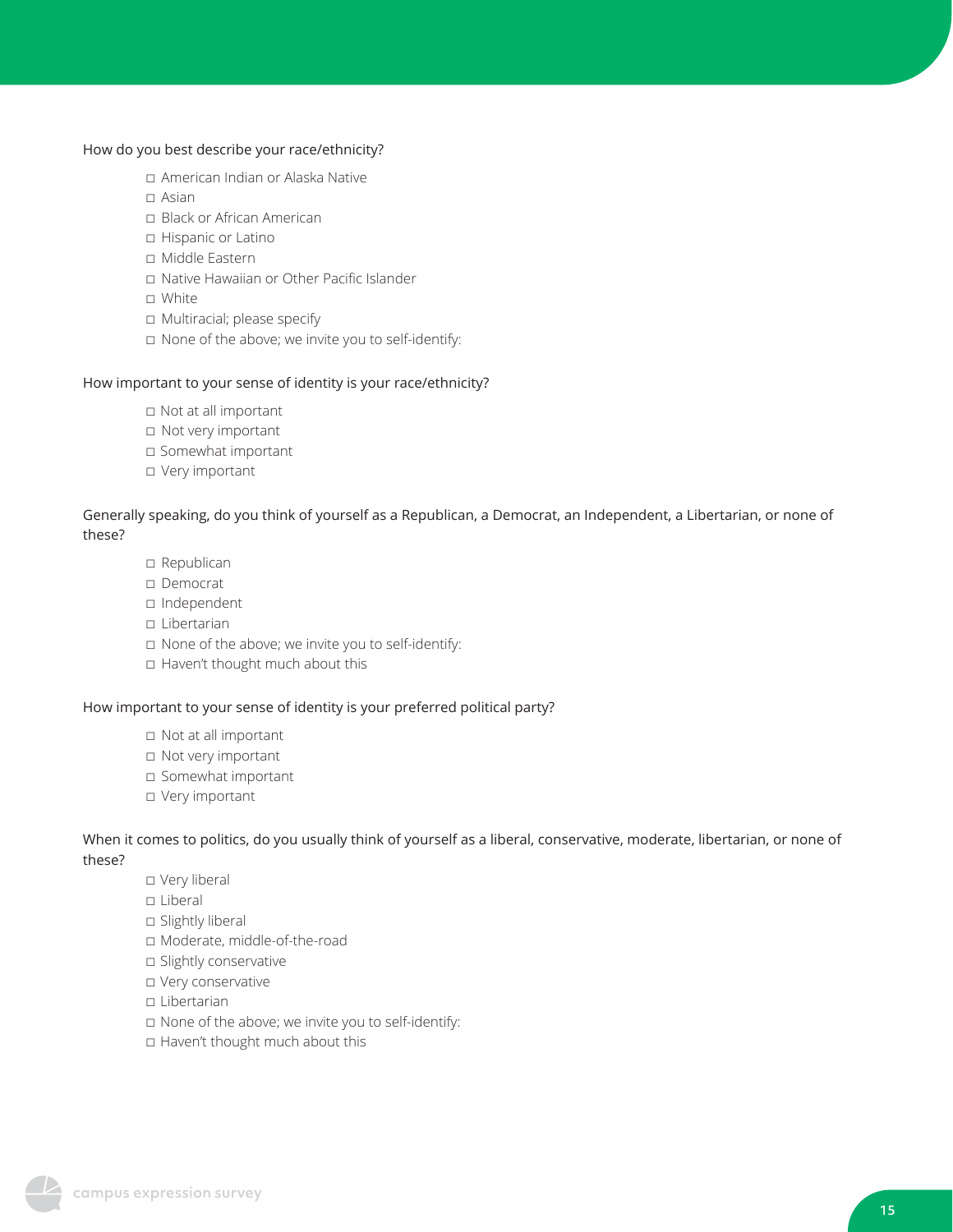How do you best describe your race/ethnicity?

- ◻ American Indian or Alaska Native
- ◻ Asian
- ◻ Black or African American
- ◻ Hispanic or Latino
- ◻ Middle Eastern
- ◻ Native Hawaiian or Other Pacific Islander
- ◻ White
- ◻ Multiracial; please specify
- ◻ None of the above; we invite you to self-identify:

How important to your sense of identity is your race/ethnicity?

- ◻ Not at all important
- ◻ Not very important
- ◻ Somewhat important
- ◻ Very important

Generally speaking, do you think of yourself as a Republican, a Democrat, an Independent, a Libertarian, or none of these?

- ◻ Republican
- ◻ Democrat
- ◻ Independent
- ◻ Libertarian
- ◻ None of the above; we invite you to self-identify:
- ◻ Haven't thought much about this

How important to your sense of identity is your preferred political party?

- ◻ Not at all important
- ◻ Not very important
- ◻ Somewhat important
- ◻ Very important

When it comes to politics, do you usually think of yourself as a liberal, conservative, moderate, libertarian, or none of these?

- ◻ Very liberal
- ◻ Liberal
- ◻ Slightly liberal
- ◻ Moderate, middle-of-the-road
- ◻ Slightly conservative
- ◻ Very conservative
- ◻ Libertarian
- ◻ None of the above; we invite you to self-identify:
- ◻ Haven't thought much about this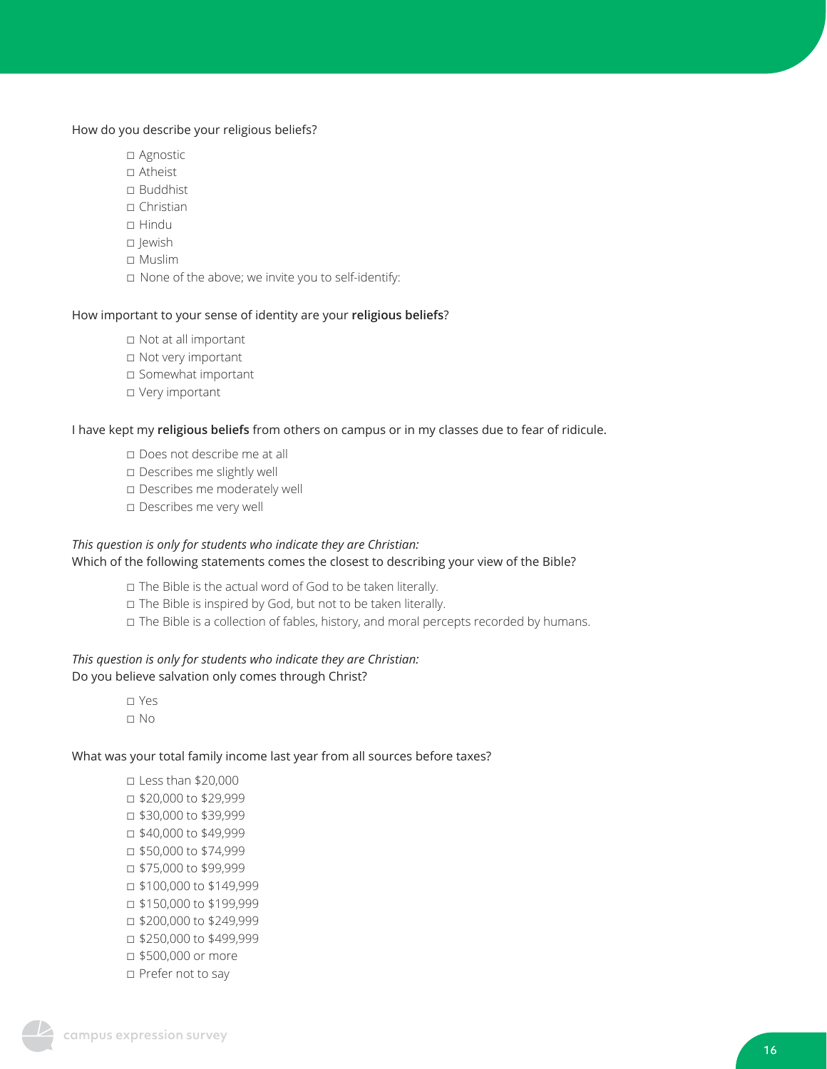How do you describe your religious beliefs?

- ◻ Agnostic
- ◻ Atheist
- ◻ Buddhist
- ◻ Christian
- ◻ Hindu
- ◻ Jewish
- ◻ Muslim
- ◻ None of the above; we invite you to self-identify:

How important to your sense of identity are your **religious beliefs**?

- ◻ Not at all important
- ◻ Not very important
- ◻ Somewhat important
- ◻ Very important

I have kept my **religious beliefs** from others on campus or in my classes due to fear of ridicule.

- ◻ Does not describe me at all
- ◻ Describes me slightly well
- ◻ Describes me moderately well
- ◻ Describes me very well

*This question is only for students who indicate they are Christian:*
Which of the following statements comes the closest to describing your view of the Bible?

- ◻ The Bible is the actual word of God to be taken literally.
- ◻ The Bible is inspired by God, but not to be taken literally.
- ◻ The Bible is a collection of fables, history, and moral percepts recorded by humans.

*This question is only for students who indicate they are Christian:*
Do you believe salvation only comes through Christ?

- ◻ Yes
- ◻ No

What was your total family income last year from all sources before taxes?

- ◻ Less than $20,000
- ◻ $20,000 to $29,999
- ◻ $30,000 to $39,999
- ◻ $40,000 to $49,999
- ◻ $50,000 to $74,999
- ◻ $75,000 to $99,999
- ◻ $100,000 to $149,999
- ◻ $150,000 to $199,999
- ◻ $200,000 to $249,999
- ◻ $250,000 to $499,999
- ◻ $500,000 or more
- ◻ Prefer not to say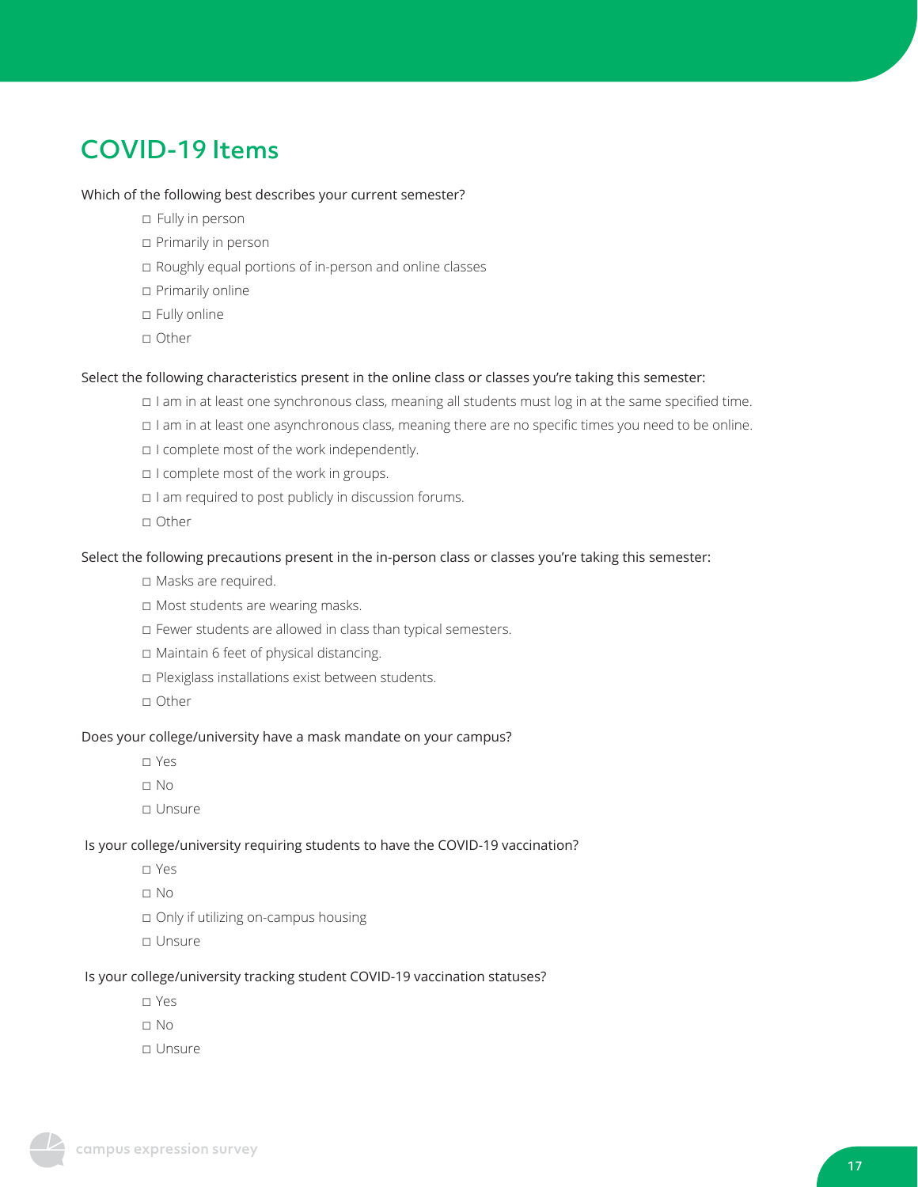## COVID-19 Items

Which of the following best describes your current semester?

- ◻ Fully in person
- ◻ Primarily in person
- ◻ Roughly equal portions of in-person and online classes
- ◻ Primarily online
- ◻ Fully online
- ◻ Other

Select the following characteristics present in the online class or classes you're taking this semester:

- ◻ I am in at least one synchronous class, meaning all students must log in at the same specified time.
- ◻ I am in at least one asynchronous class, meaning there are no specific times you need to be online.
- ◻ I complete most of the work independently.
- ◻ I complete most of the work in groups.
- ◻ I am required to post publicly in discussion forums.
- ◻ Other

Select the following precautions present in the in-person class or classes you're taking this semester:

- ◻ Masks are required.
- ◻ Most students are wearing masks.
- ◻ Fewer students are allowed in class than typical semesters.
- ◻ Maintain 6 feet of physical distancing.
- ◻ Plexiglass installations exist between students.
- ◻ Other

Does your college/university have a mask mandate on your campus?

- ◻ Yes
- ◻ No
- ◻ Unsure

Is your college/university requiring students to have the COVID-19 vaccination?

- ◻ Yes
- ◻ No
- ◻ Only if utilizing on-campus housing
- ◻ Unsure

Is your college/university tracking student COVID-19 vaccination statuses?

- ◻ Yes
- ◻ No
- ◻ Unsure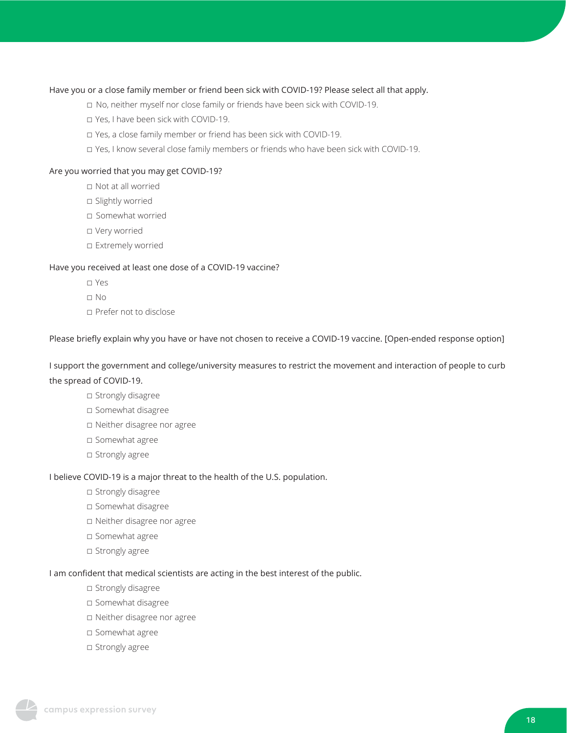Have you or a close family member or friend been sick with COVID-19? Please select all that apply.

- ◻ No, neither myself nor close family or friends have been sick with COVID-19.
- ◻ Yes, I have been sick with COVID-19.
- ◻ Yes, a close family member or friend has been sick with COVID-19.
- ◻ Yes, I know several close family members or friends who have been sick with COVID-19.

Are you worried that you may get COVID-19?

- ◻ Not at all worried
- ◻ Slightly worried
- ◻ Somewhat worried
- ◻ Very worried
- ◻ Extremely worried

Have you received at least one dose of a COVID-19 vaccine?

- ◻ Yes
- ◻ No
- ◻ Prefer not to disclose

Please briefly explain why you have or have not chosen to receive a COVID-19 vaccine. [Open-ended response option]

I support the government and college/university measures to restrict the movement and interaction of people to curb the spread of COVID-19.

- ◻ Strongly disagree
- ◻ Somewhat disagree
- ◻ Neither disagree nor agree
- ◻ Somewhat agree
- ◻ Strongly agree

I believe COVID-19 is a major threat to the health of the U.S. population.

- ◻ Strongly disagree
- ◻ Somewhat disagree
- ◻ Neither disagree nor agree
- ◻ Somewhat agree
- ◻ Strongly agree

I am confident that medical scientists are acting in the best interest of the public.

- ◻ Strongly disagree
- ◻ Somewhat disagree
- ◻ Neither disagree nor agree
- ◻ Somewhat agree
- ◻ Strongly agree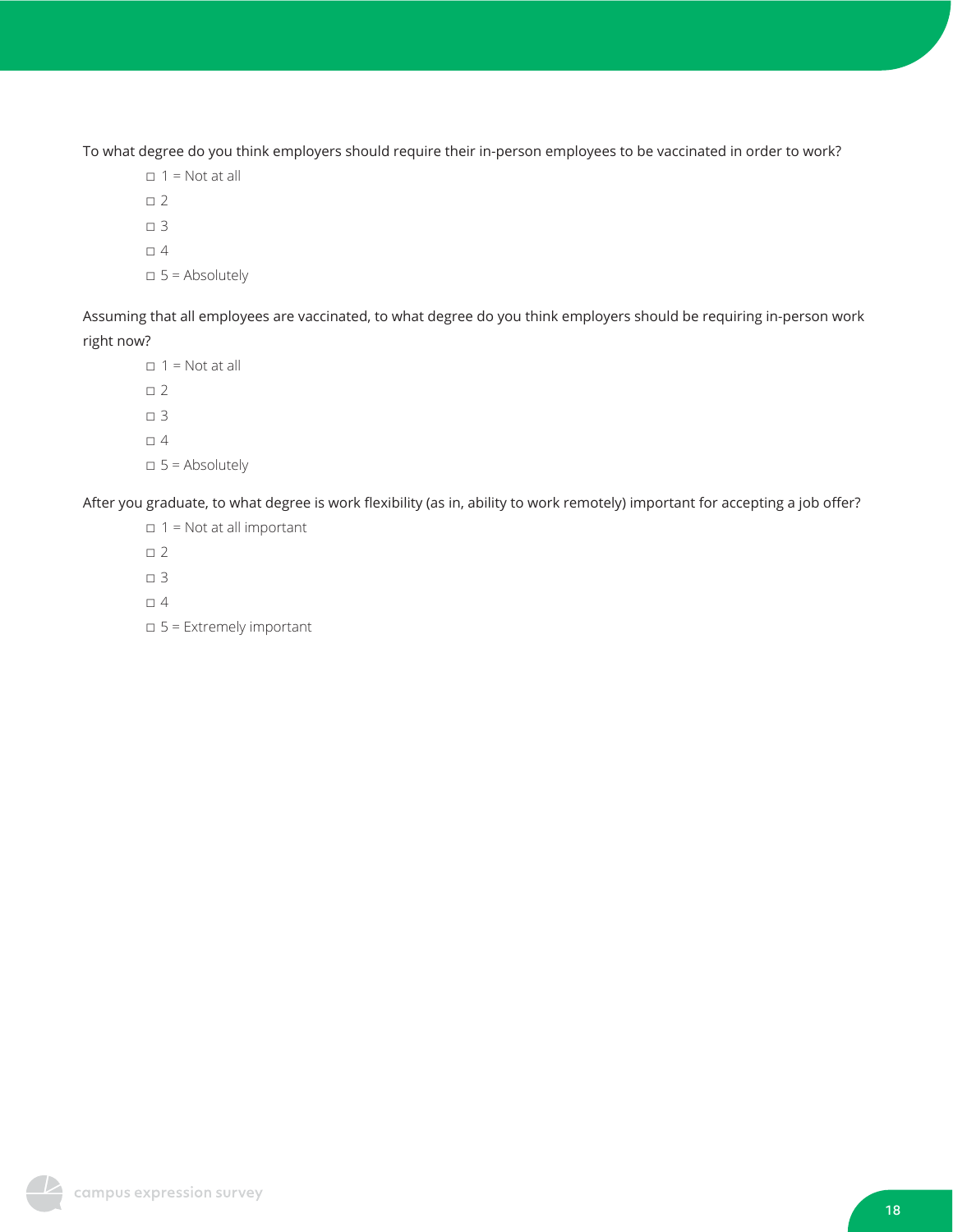To what degree do you think employers should require their in-person employees to be vaccinated in order to work?

- ◻ 1 = Not at all
- ◻ 2
- ◻ 3
- ◻ 4
- ◻ 5 = Absolutely

Assuming that all employees are vaccinated, to what degree do you think employers should be requiring in-person work right now?

- ◻ 1 = Not at all
- ◻ 2
- ◻ 3
- ◻ 4
- ◻ 5 = Absolutely

After you graduate, to what degree is work flexibility (as in, ability to work remotely) important for accepting a job offer?

- ◻ 1 = Not at all important
- ◻ 2
- ◻ 3
- ◻ 4
- ◻ 5 = Extremely important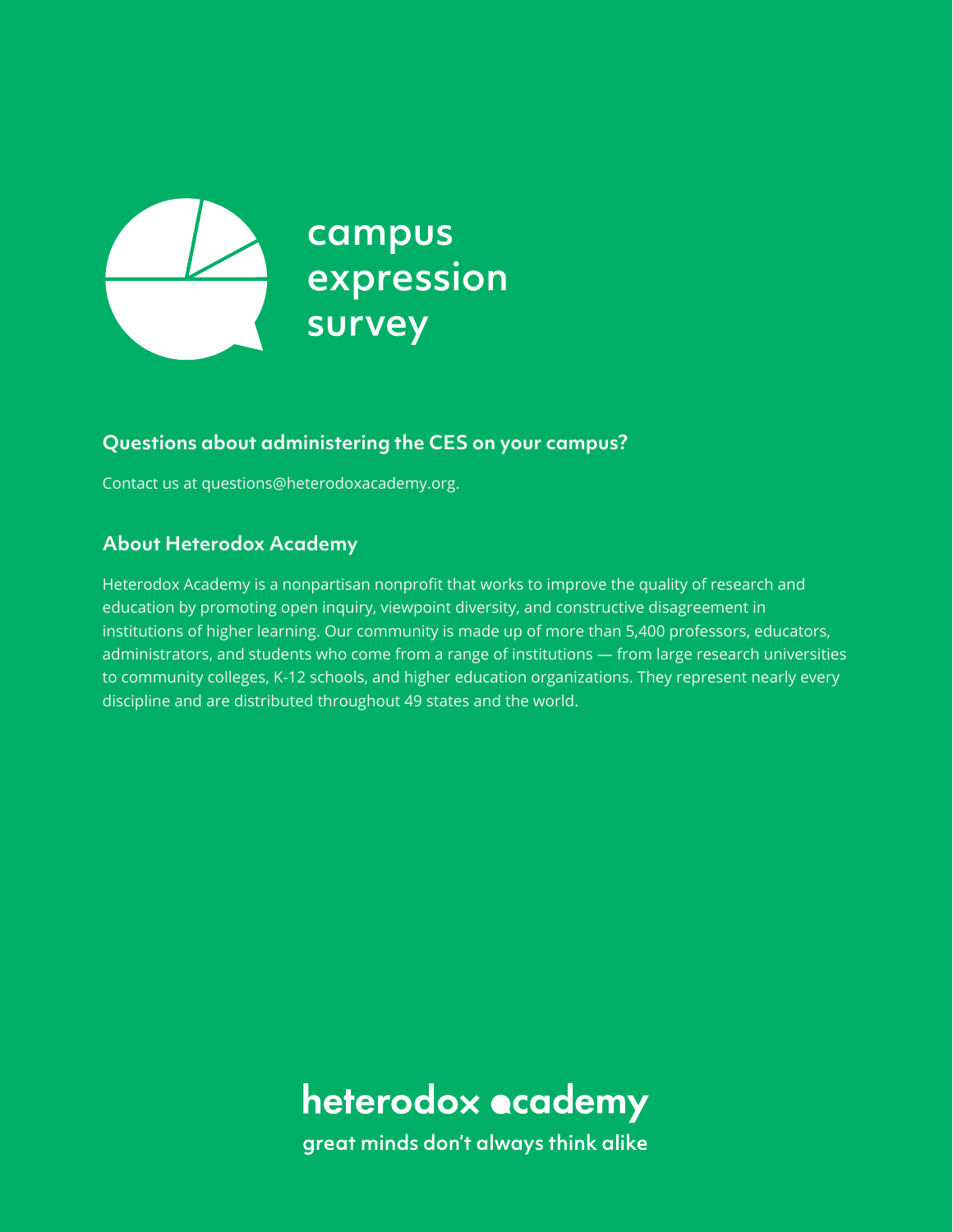campus
expression
survey

### Questions about administering the CES on your campus?

Contact us at questions@heterodoxacademy.org.

### About Heterodox Academy

Heterodox Academy is a nonpartisan nonprofit that works to improve the quality of research and education by promoting open inquiry, viewpoint diversity, and constructive disagreement in institutions of higher learning. Our community is made up of more than 5,400 professors, educators, administrators, and students who come from a range of institutions — from large research universities to community colleges, K-12 schools, and higher education organizations. They represent nearly every discipline and are distributed throughout 49 states and the world.

heterodox academy

great minds don't always think alike